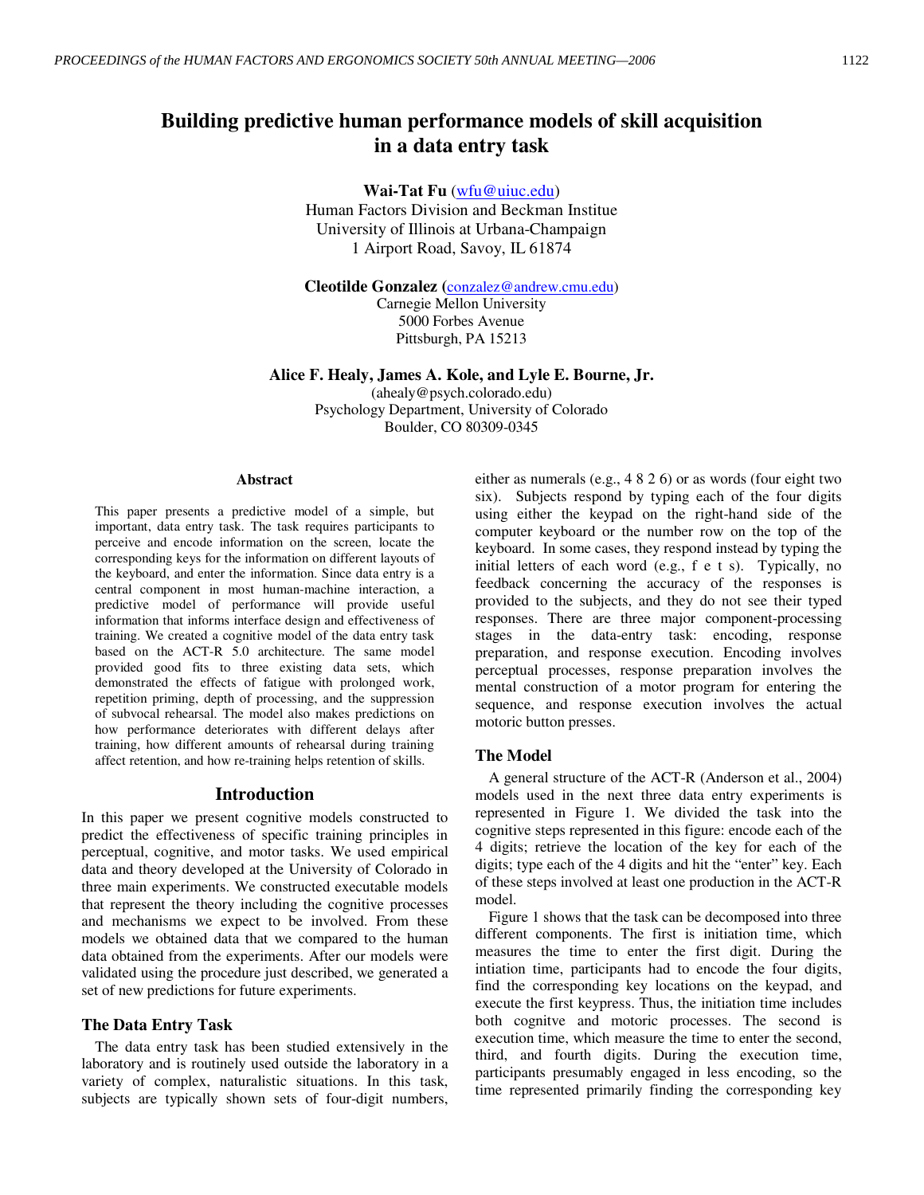# Building predictive human performance models of skill acquisition in a data entry task

**Wai-Tat Fu** (wfu@uiuc.edu)
Human Factors Division and Beckman Institue
University of Illinois at Urbana-Champaign
1 Airport Road, Savoy, IL 61874

**Cleotilde Gonzalez** (conzalez@andrew.cmu.edu)
Carnegie Mellon University
5000 Forbes Avenue
Pittsburgh, PA 15213

**Alice F. Healy, James A. Kole, and Lyle E. Bourne, Jr.**
(ahealy@psych.colorado.edu)
Psychology Department, University of Colorado
Boulder, CO 80309-0345

### Abstract

This paper presents a predictive model of a simple, but important, data entry task. The task requires participants to perceive and encode information on the screen, locate the corresponding keys for the information on different layouts of the keyboard, and enter the information. Since data entry is a central component in most human-machine interaction, a predictive model of performance will provide useful information that informs interface design and effectiveness of training. We created a cognitive model of the data entry task based on the ACT-R 5.0 architecture. The same model provided good fits to three existing data sets, which demonstrated the effects of fatigue with prolonged work, repetition priming, depth of processing, and the suppression of subvocal rehearsal. The model also makes predictions on how performance deteriorates with different delays after training, how different amounts of rehearsal during training affect retention, and how re-training helps retention of skills.

## Introduction

In this paper we present cognitive models constructed to predict the effectiveness of specific training principles in perceptual, cognitive, and motor tasks. We used empirical data and theory developed at the University of Colorado in three main experiments. We constructed executable models that represent the theory including the cognitive processes and mechanisms we expect to be involved. From these models we obtained data that we compared to the human data obtained from the experiments. After our models were validated using the procedure just described, we generated a set of new predictions for future experiments.

### The Data Entry Task

The data entry task has been studied extensively in the laboratory and is routinely used outside the laboratory in a variety of complex, naturalistic situations. In this task, subjects are typically shown sets of four-digit numbers, either as numerals (e.g., 4 8 2 6) or as words (four eight two six). Subjects respond by typing each of the four digits using either the keypad on the right-hand side of the computer keyboard or the number row on the top of the keyboard. In some cases, they respond instead by typing the initial letters of each word (e.g., f e t s). Typically, no feedback concerning the accuracy of the responses is provided to the subjects, and they do not see their typed responses. There are three major component-processing stages in the data-entry task: encoding, response preparation, and response execution. Encoding involves perceptual processes, response preparation involves the mental construction of a motor program for entering the sequence, and response execution involves the actual motoric button presses.

### The Model

A general structure of the ACT-R (Anderson et al., 2004) models used in the next three data entry experiments is represented in Figure 1. We divided the task into the cognitive steps represented in this figure: encode each of the 4 digits; retrieve the location of the key for each of the digits; type each of the 4 digits and hit the "enter" key. Each of these steps involved at least one production in the ACT-R model.

Figure 1 shows that the task can be decomposed into three different components. The first is initiation time, which measures the time to enter the first digit. During the intiation time, participants had to encode the four digits, find the corresponding key locations on the keypad, and execute the first keypress. Thus, the initiation time includes both cognitve and motoric processes. The second is execution time, which measure the time to enter the second, third, and fourth digits. During the execution time, participants presumably engaged in less encoding, so the time represented primarily finding the corresponding key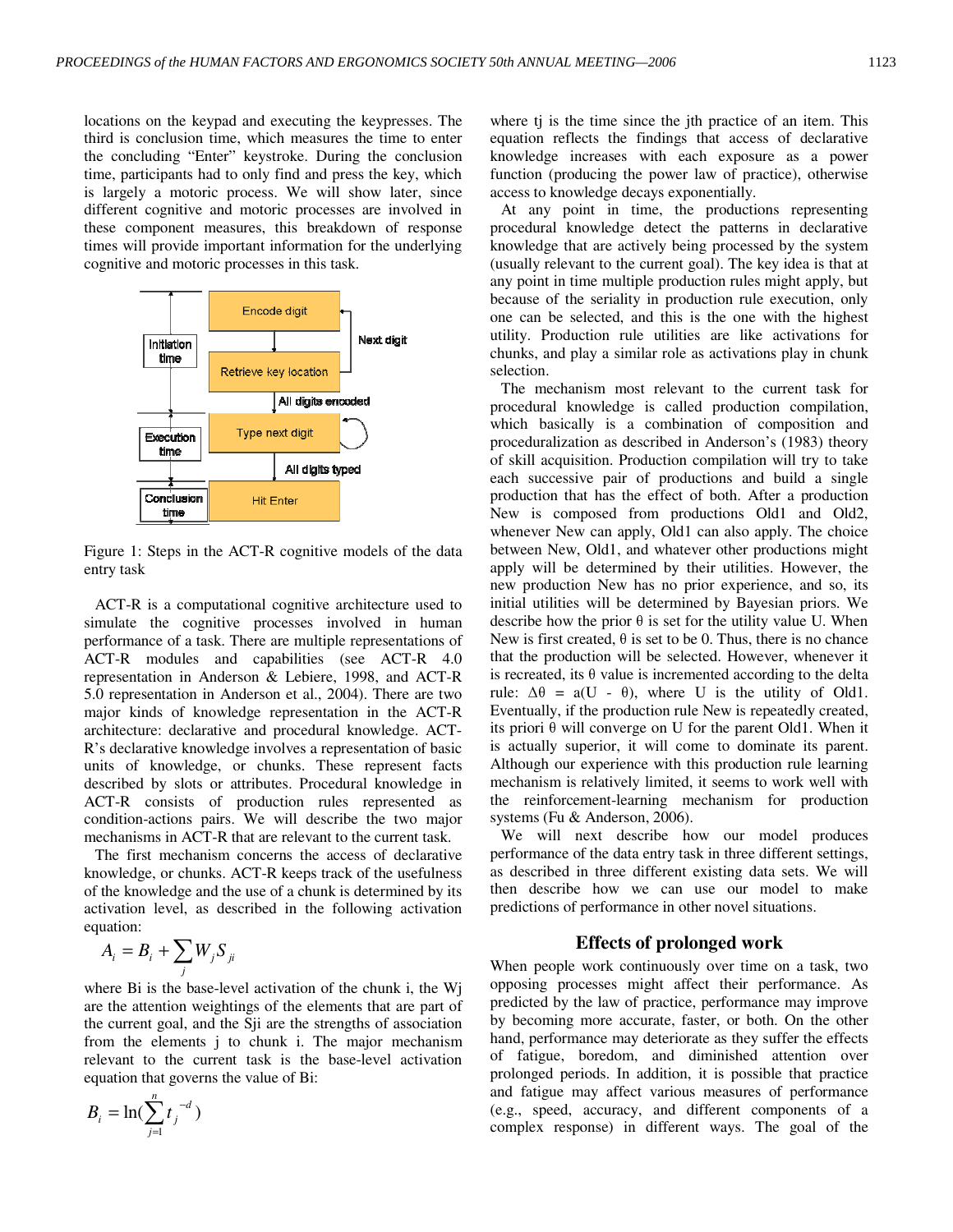locations on the keypad and executing the keypresses. The third is conclusion time, which measures the time to enter the concluding "Enter" keystroke. During the conclusion time, participants had to only find and press the key, which is largely a motoric process. We will show later, since different cognitive and motoric processes are involved in these component measures, this breakdown of response times will provide important information for the underlying cognitive and motoric processes in this task.

Figure 1: Steps in the ACT-R cognitive models of the data entry task

ACT-R is a computational cognitive architecture used to simulate the cognitive processes involved in human performance of a task. There are multiple representations of ACT-R modules and capabilities (see ACT-R 4.0 representation in Anderson & Lebiere, 1998, and ACT-R 5.0 representation in Anderson et al., 2004). There are two major kinds of knowledge representation in the ACT-R architecture: declarative and procedural knowledge. ACT-R's declarative knowledge involves a representation of basic units of knowledge, or chunks. These represent facts described by slots or attributes. Procedural knowledge in ACT-R consists of production rules represented as condition-actions pairs. We will describe the two major mechanisms in ACT-R that are relevant to the current task.

The first mechanism concerns the access of declarative knowledge, or chunks. ACT-R keeps track of the usefulness of the knowledge and the use of a chunk is determined by its activation level, as described in the following activation equation:

$$A_i = B_i + \sum_j W_j S_{ji}$$

where Bi is the base-level activation of the chunk i, the Wj are the attention weightings of the elements that are part of the current goal, and the Sji are the strengths of association from the elements j to chunk i. The major mechanism relevant to the current task is the base-level activation equation that governs the value of Bi:

$$B_i = \ln(\sum_{j=1}^{n} t_j^{-d})$$

where tj is the time since the jth practice of an item. This equation reflects the findings that access of declarative knowledge increases with each exposure as a power function (producing the power law of practice), otherwise access to knowledge decays exponentially.

At any point in time, the productions representing procedural knowledge detect the patterns in declarative knowledge that are actively being processed by the system (usually relevant to the current goal). The key idea is that at any point in time multiple production rules might apply, but because of the seriality in production rule execution, only one can be selected, and this is the one with the highest utility. Production rule utilities are like activations for chunks, and play a similar role as activations play in chunk selection.

The mechanism most relevant to the current task for procedural knowledge is called production compilation, which basically is a combination of composition and proceduralization as described in Anderson's (1983) theory of skill acquisition. Production compilation will try to take each successive pair of productions and build a single production that has the effect of both. After a production New is composed from productions Old1 and Old2, whenever New can apply, Old1 can also apply. The choice between New, Old1, and whatever other productions might apply will be determined by their utilities. However, the new production New has no prior experience, and so, its initial utilities will be determined by Bayesian priors. We describe how the prior θ is set for the utility value U. When New is first created, θ is set to be 0. Thus, there is no chance that the production will be selected. However, whenever it is recreated, its θ value is incremented according to the delta rule: $\Delta\theta = a(U - \theta)$, where U is the utility of Old1. Eventually, if the production rule New is repeatedly created, its priori θ will converge on U for the parent Old1. When it is actually superior, it will come to dominate its parent. Although our experience with this production rule learning mechanism is relatively limited, it seems to work well with the reinforcement-learning mechanism for production systems (Fu & Anderson, 2006).

We will next describe how our model produces performance of the data entry task in three different settings, as described in three different existing data sets. We will then describe how we can use our model to make predictions of performance in other novel situations.

## Effects of prolonged work

When people work continuously over time on a task, two opposing processes might affect their performance. As predicted by the law of practice, performance may improve by becoming more accurate, faster, or both. On the other hand, performance may deteriorate as they suffer the effects of fatigue, boredom, and diminished attention over prolonged periods. In addition, it is possible that practice and fatigue may affect various measures of performance (e.g., speed, accuracy, and different components of a complex response) in different ways. The goal of the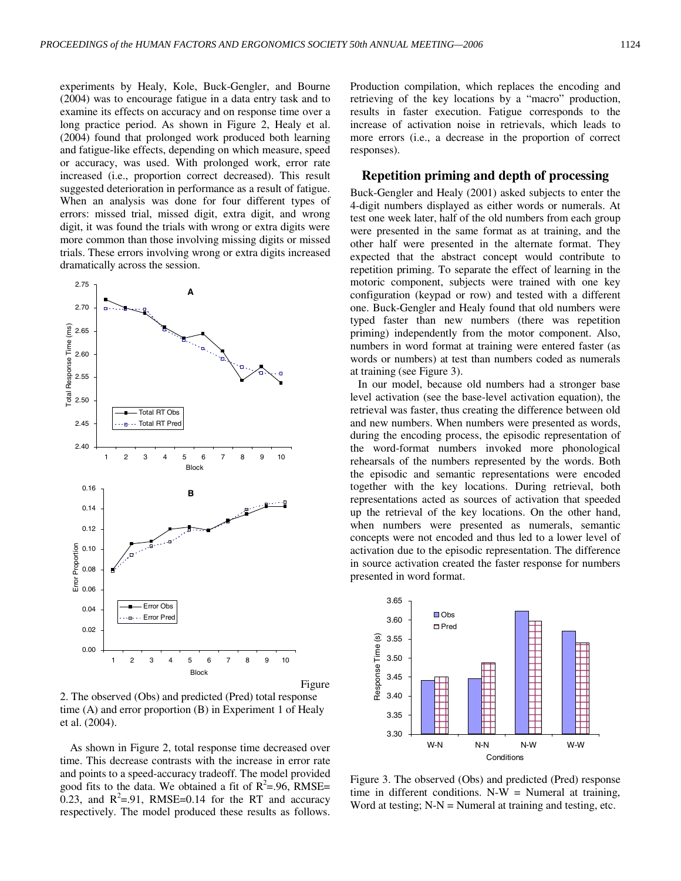experiments by Healy, Kole, Buck-Gengler, and Bourne (2004) was to encourage fatigue in a data entry task and to examine its effects on accuracy and on response time over a long practice period. As shown in Figure 2, Healy et al. (2004) found that prolonged work produced both learning and fatigue-like effects, depending on which measure, speed or accuracy, was used. With prolonged work, error rate increased (i.e., proportion correct decreased). This result suggested deterioration in performance as a result of fatigue. When an analysis was done for four different types of errors: missed trial, missed digit, extra digit, and wrong digit, it was found the trials with wrong or extra digits were more common than those involving missing digits or missed trials. These errors involving wrong or extra digits increased dramatically across the session.

A

Total Response Time (ms)

2.75
2.70
2.65
2.60
2.55
2.50
2.45
2.40

1 2 3 4 5 6 7 8 9 10

Block

Total RT Obs
Total RT Pred

B

Error Proportion

0.16
0.14
0.12
0.10
0.08
0.06
0.04
0.02
0.00

1 2 3 4 5 6 7 8 9 10

Block

Error Obs
Error Pred

Figure 2. The observed (Obs) and predicted (Pred) total response time (A) and error proportion (B) in Experiment 1 of Healy et al. (2004).

As shown in Figure 2, total response time decreased over time. This decrease contrasts with the increase in error rate and points to a speed-accuracy tradeoff. The model provided good fits to the data. We obtained a fit of $R^2$=.96, RMSE= 0.23, and $R^2$=.91, RMSE=0.14 for the RT and accuracy respectively. The model produced these results as follows. Production compilation, which replaces the encoding and retrieving of the key locations by a "macro" production, results in faster execution. Fatigue corresponds to the increase of activation noise in retrievals, which leads to more errors (i.e., a decrease in the proportion of correct responses).

## Repetition priming and depth of processing

Buck-Gengler and Healy (2001) asked subjects to enter the 4-digit numbers displayed as either words or numerals. At test one week later, half of the old numbers from each group were presented in the same format as at training, and the other half were presented in the alternate format. They expected that the abstract concept would contribute to repetition priming. To separate the effect of learning in the motoric component, subjects were trained with one key configuration (keypad or row) and tested with a different one. Buck-Gengler and Healy found that old numbers were typed faster than new numbers (there was repetition priming) independently from the motor component. Also, numbers in word format at training were entered faster (as words or numbers) at test than numbers coded as numerals at training (see Figure 3).

In our model, because old numbers had a stronger base level activation (see the base-level activation equation), the retrieval was faster, thus creating the difference between old and new numbers. When numbers were presented as words, during the encoding process, the episodic representation of the word-format numbers invoked more phonological rehearsals of the numbers represented by the words. Both the episodic and semantic representations were encoded together with the key locations. During retrieval, both representations acted as sources of activation that speeded up the retrieval of the key locations. On the other hand, when numbers were presented as numerals, semantic concepts were not encoded and thus led to a lower level of activation due to the episodic representation. The difference in source activation created the faster response for numbers presented in word format.

Response Time (s)

3.65
3.60
3.55
3.50
3.45
3.40
3.35
3.30

Obs
Pred

W-N N-N N-W W-W

Conditions

Figure 3. The observed (Obs) and predicted (Pred) response time in different conditions. N-W = Numeral at training, Word at testing; N-N = Numeral at training and testing, etc.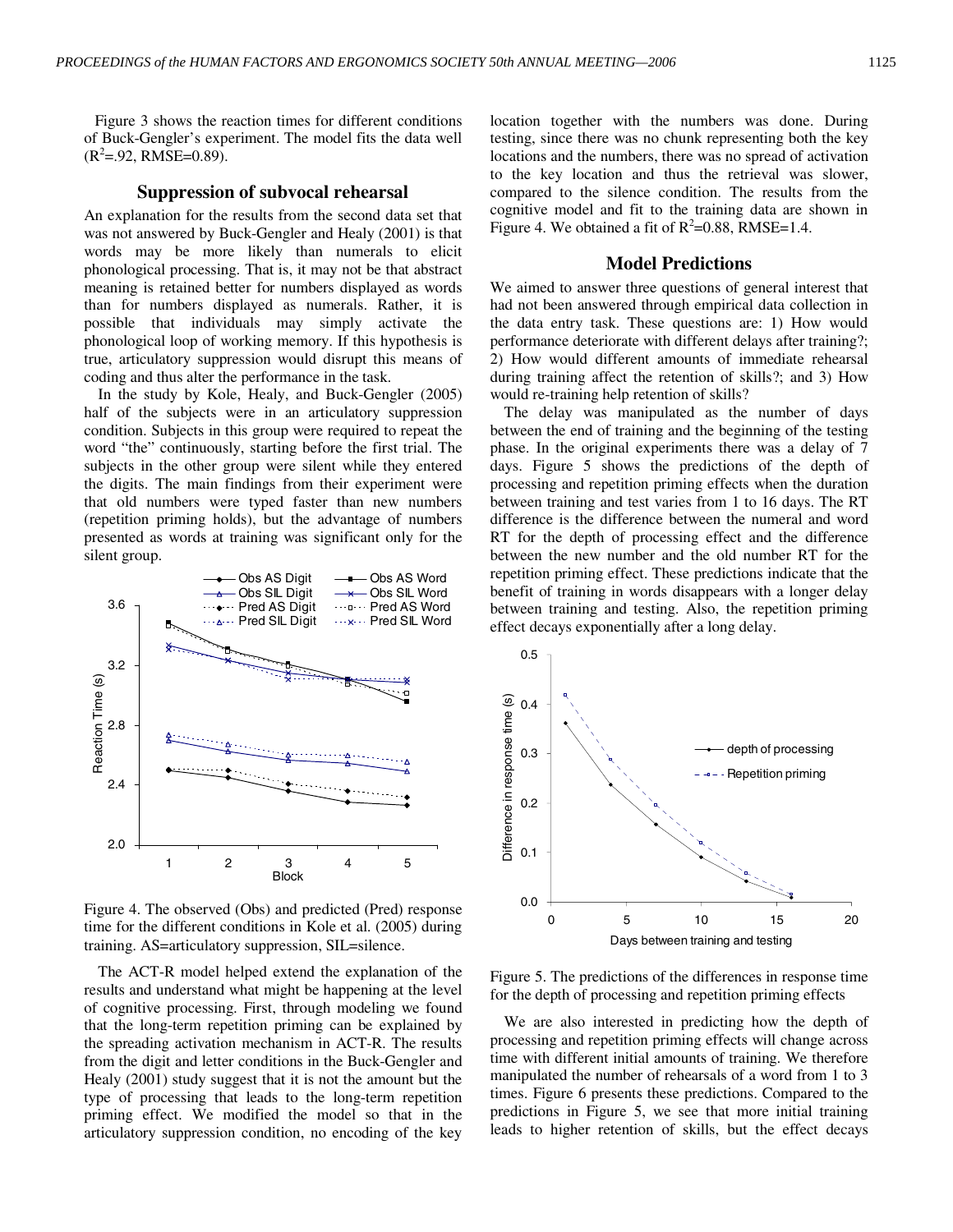Figure 3 shows the reaction times for different conditions of Buck-Gengler's experiment. The model fits the data well ($R^2$=.92, RMSE=0.89).

## Suppression of subvocal rehearsal

An explanation for the results from the second data set that was not answered by Buck-Gengler and Healy (2001) is that words may be more likely than numerals to elicit phonological processing. That is, it may not be that abstract meaning is retained better for numbers displayed as words than for numbers displayed as numerals. Rather, it is possible that individuals may simply activate the phonological loop of working memory. If this hypothesis is true, articulatory suppression would disrupt this means of coding and thus alter the performance in the task.

In the study by Kole, Healy, and Buck-Gengler (2005) half of the subjects were in an articulatory suppression condition. Subjects in this group were required to repeat the word "the" continuously, starting before the first trial. The subjects in the other group were silent while they entered the digits. The main findings from their experiment were that old numbers were typed faster than new numbers (repetition priming holds), but the advantage of numbers presented as words at training was significant only for the silent group.

Figure 4. The observed (Obs) and predicted (Pred) response time for the different conditions in Kole et al. (2005) during training. AS=articulatory suppression, SIL=silence.

The ACT-R model helped extend the explanation of the results and understand what might be happening at the level of cognitive processing. First, through modeling we found that the long-term repetition priming can be explained by the spreading activation mechanism in ACT-R. The results from the digit and letter conditions in the Buck-Gengler and Healy (2001) study suggest that it is not the amount but the type of processing that leads to the long-term repetition priming effect. We modified the model so that in the articulatory suppression condition, no encoding of the key location together with the numbers was done. During testing, since there was no chunk representing both the key locations and the numbers, there was no spread of activation to the key location and thus the retrieval was slower, compared to the silence condition. The results from the cognitive model and fit to the training data are shown in Figure 4. We obtained a fit of $R^2$=0.88, RMSE=1.4.

## Model Predictions

We aimed to answer three questions of general interest that had not been answered through empirical data collection in the data entry task. These questions are: 1) How would performance deteriorate with different delays after training?; 2) How would different amounts of immediate rehearsal during training affect the retention of skills?; and 3) How would re-training help retention of skills?

The delay was manipulated as the number of days between the end of training and the beginning of the testing phase. In the original experiments there was a delay of 7 days. Figure 5 shows the predictions of the depth of processing and repetition priming effects when the duration between training and test varies from 1 to 16 days. The RT difference is the difference between the numeral and word RT for the depth of processing effect and the difference between the new number and the old number RT for the repetition priming effect. These predictions indicate that the benefit of training in words disappears with a longer delay between training and testing. Also, the repetition priming effect decays exponentially after a long delay.

Figure 5. The predictions of the differences in response time for the depth of processing and repetition priming effects

We are also interested in predicting how the depth of processing and repetition priming effects will change across time with different initial amounts of training. We therefore manipulated the number of rehearsals of a word from 1 to 3 times. Figure 6 presents these predictions. Compared to the predictions in Figure 5, we see that more initial training leads to higher retention of skills, but the effect decays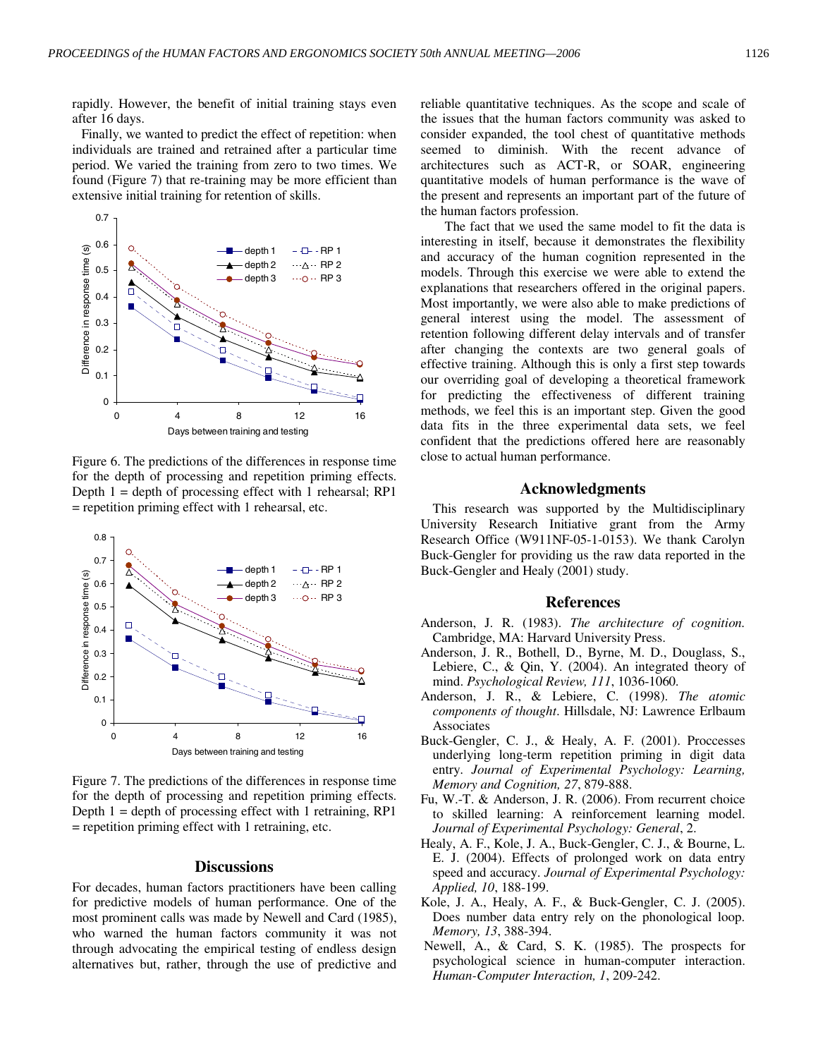rapidly. However, the benefit of initial training stays even after 16 days.

Finally, we wanted to predict the effect of repetition: when individuals are trained and retrained after a particular time period. We varied the training from zero to two times. We found (Figure 7) that re-training may be more efficient than extensive initial training for retention of skills.

0.7
0.6
0.5
0.4
0.3
0.2
0.1
0
Difference in response time (s)
0 4 8 12 16
Days between training and testing
depth 1
depth 2
depth 3
RP 1
RP 2
RP 3

Figure 6. The predictions of the differences in response time for the depth of processing and repetition priming effects. Depth 1 = depth of processing effect with 1 rehearsal; RP1 = repetition priming effect with 1 rehearsal, etc.

0.8
0.7
0.6
0.5
0.4
0.3
0.2
0.1
0
Difference in response time (s)
0 4 8 12 16
Days between training and testing
depth 1
depth 2
depth 3
RP 1
RP 2
RP 3

Figure 7. The predictions of the differences in response time for the depth of processing and repetition priming effects. Depth 1 = depth of processing effect with 1 retraining, RP1 = repetition priming effect with 1 retraining, etc.

## Discussions

For decades, human factors practitioners have been calling for predictive models of human performance. One of the most prominent calls was made by Newell and Card (1985), who warned the human factors community it was not through advocating the empirical testing of endless design alternatives but, rather, through the use of predictive and reliable quantitative techniques. As the scope and scale of the issues that the human factors community was asked to consider expanded, the tool chest of quantitative methods seemed to diminish. With the recent advance of architectures such as ACT-R, or SOAR, engineering quantitative models of human performance is the wave of the present and represents an important part of the future of the human factors profession.

The fact that we used the same model to fit the data is interesting in itself, because it demonstrates the flexibility and accuracy of the human cognition represented in the models. Through this exercise we were able to extend the explanations that researchers offered in the original papers. Most importantly, we were also able to make predictions of general interest using the model. The assessment of retention following different delay intervals and of transfer after changing the contexts are two general goals of effective training. Although this is only a first step towards our overriding goal of developing a theoretical framework for predicting the effectiveness of different training methods, we feel this is an important step. Given the good data fits in the three experimental data sets, we feel confident that the predictions offered here are reasonably close to actual human performance.

## Acknowledgments

This research was supported by the Multidisciplinary University Research Initiative grant from the Army Research Office (W911NF-05-1-0153). We thank Carolyn Buck-Gengler for providing us the raw data reported in the Buck-Gengler and Healy (2001) study.

## References

Anderson, J. R. (1983). *The architecture of cognition.* Cambridge, MA: Harvard University Press.

Anderson, J. R., Bothell, D., Byrne, M. D., Douglass, S., Lebiere, C., & Qin, Y. (2004). An integrated theory of mind. *Psychological Review, 111*, 1036-1060.

Anderson, J. R., & Lebiere, C. (1998). *The atomic components of thought*. Hillsdale, NJ: Lawrence Erlbaum Associates

Buck-Gengler, C. J., & Healy, A. F. (2001). Proccesses underlying long-term repetition priming in digit data entry. *Journal of Experimental Psychology: Learning, Memory and Cognition, 27*, 879-888.

Fu, W.-T. & Anderson, J. R. (2006). From recurrent choice to skilled learning: A reinforcement learning model. *Journal of Experimental Psychology: General*, 2.

Healy, A. F., Kole, J. A., Buck-Gengler, C. J., & Bourne, L. E. J. (2004). Effects of prolonged work on data entry speed and accuracy. *Journal of Experimental Psychology: Applied, 10*, 188-199.

Kole, J. A., Healy, A. F., & Buck-Gengler, C. J. (2005). Does number data entry rely on the phonological loop. *Memory, 13*, 388-394.

Newell, A., & Card, S. K. (1985). The prospects for psychological science in human-computer interaction. *Human-Computer Interaction, 1*, 209-242.